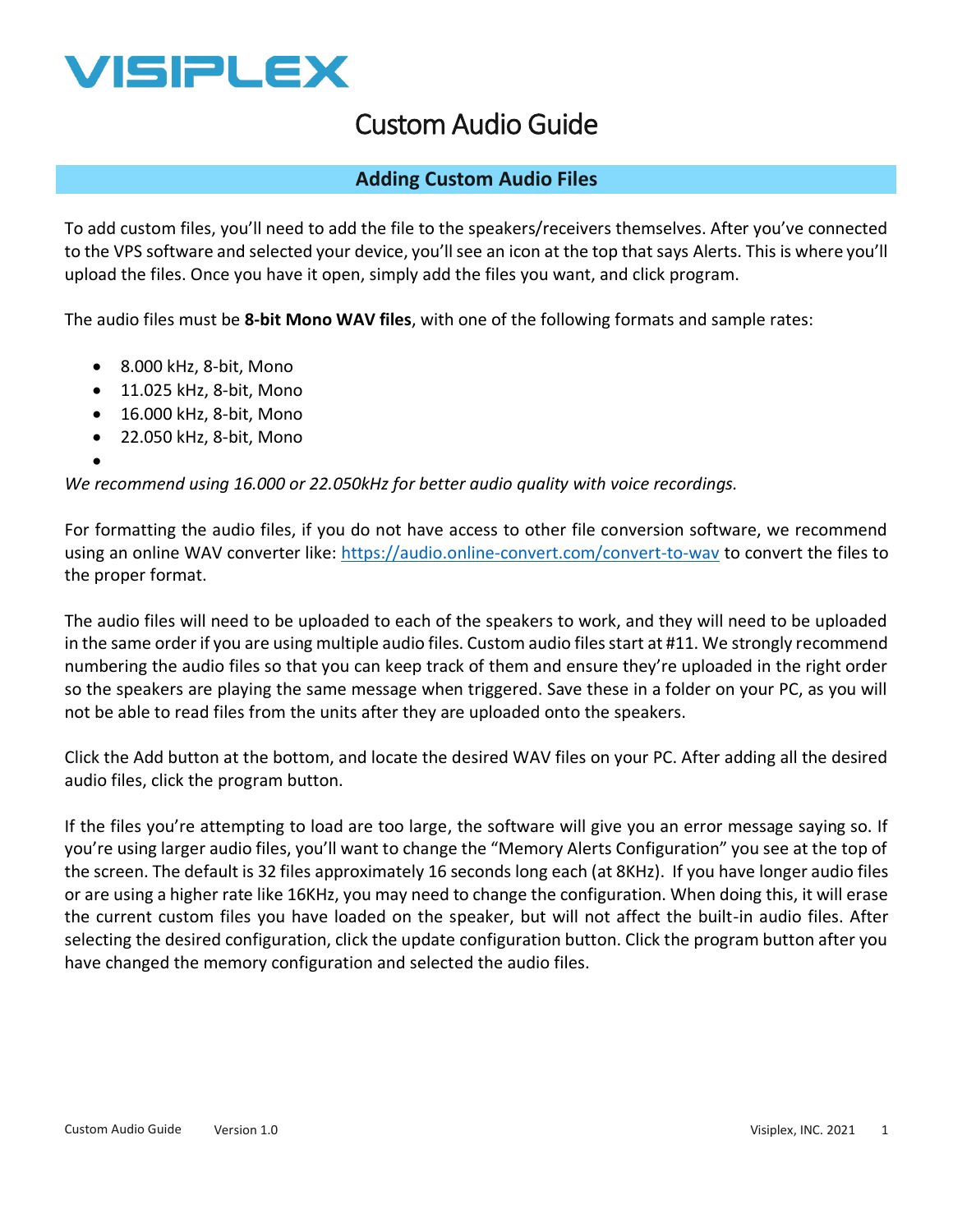# VISIPLEX

# Custom Audio Guide

## Adding Custom Audio Files

To add custom files, you'll need to add the file to the speakers/receivers themselves. After you've connected to the VPS software and selected your device, you'll see an icon at the top that says Alerts. This is where you'll upload the files. Once you have it open, simply add the files you want, and click program.

The audio files must be **8-bit Mono WAV files**, with one of the following formats and sample rates:

- 8.000 kHz, 8-bit, Mono
- 11.025 kHz, 8-bit, Mono
- 16.000 kHz, 8-bit, Mono
- 22.050 kHz, 8-bit, Mono

*We recommend using 16.000 or 22.050kHz for better audio quality with voice recordings.*

For formatting the audio files, if you do not have access to other file conversion software, we recommend using an online WAV converter like: https://audio.online-convert.com/convert-to-wav to convert the files to the proper format.

The audio files will need to be uploaded to each of the speakers to work, and they will need to be uploaded in the same order if you are using multiple audio files. Custom audio files start at #11. We strongly recommend numbering the audio files so that you can keep track of them and ensure they're uploaded in the right order so the speakers are playing the same message when triggered. Save these in a folder on your PC, as you will not be able to read files from the units after they are uploaded onto the speakers.

Click the Add button at the bottom, and locate the desired WAV files on your PC. After adding all the desired audio files, click the program button.

If the files you're attempting to load are too large, the software will give you an error message saying so. If you're using larger audio files, you'll want to change the "Memory Alerts Configuration" you see at the top of the screen. The default is 32 files approximately 16 seconds long each (at 8KHz). If you have longer audio files or are using a higher rate like 16KHz, you may need to change the configuration. When doing this, it will erase the current custom files you have loaded on the speaker, but will not affect the built-in audio files. After selecting the desired configuration, click the update configuration button. Click the program button after you have changed the memory configuration and selected the audio files.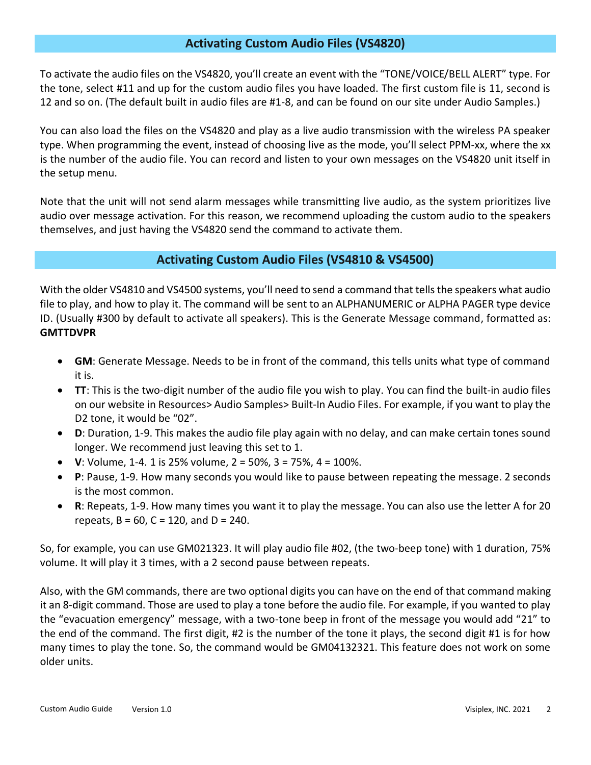## Activating Custom Audio Files (VS4820)

To activate the audio files on the VS4820, you'll create an event with the "TONE/VOICE/BELL ALERT" type. For the tone, select #11 and up for the custom audio files you have loaded. The first custom file is 11, second is 12 and so on. (The default built in audio files are #1-8, and can be found on our site under Audio Samples.)

You can also load the files on the VS4820 and play as a live audio transmission with the wireless PA speaker type. When programming the event, instead of choosing live as the mode, you'll select PPM-xx, where the xx is the number of the audio file. You can record and listen to your own messages on the VS4820 unit itself in the setup menu.

Note that the unit will not send alarm messages while transmitting live audio, as the system prioritizes live audio over message activation. For this reason, we recommend uploading the custom audio to the speakers themselves, and just having the VS4820 send the command to activate them.

## Activating Custom Audio Files (VS4810 & VS4500)

With the older VS4810 and VS4500 systems, you'll need to send a command that tells the speakers what audio file to play, and how to play it. The command will be sent to an ALPHANUMERIC or ALPHA PAGER type device ID. (Usually #300 by default to activate all speakers). This is the Generate Message command, formatted as: **GMTTDVPR**

- **GM**: Generate Message. Needs to be in front of the command, this tells units what type of command it is.
- **TT**: This is the two-digit number of the audio file you wish to play. You can find the built-in audio files on our website in Resources> Audio Samples> Built-In Audio Files. For example, if you want to play the D2 tone, it would be "02".
- **D**: Duration, 1-9. This makes the audio file play again with no delay, and can make certain tones sound longer. We recommend just leaving this set to 1.
- **V**: Volume, 1-4. 1 is 25% volume, 2 = 50%, 3 = 75%, 4 = 100%.
- **P**: Pause, 1-9. How many seconds you would like to pause between repeating the message. 2 seconds is the most common.
- **R**: Repeats, 1-9. How many times you want it to play the message. You can also use the letter A for 20 repeats, B = 60, C = 120, and D = 240.

So, for example, you can use GM021323. It will play audio file #02, (the two-beep tone) with 1 duration, 75% volume. It will play it 3 times, with a 2 second pause between repeats.

Also, with the GM commands, there are two optional digits you can have on the end of that command making it an 8-digit command. Those are used to play a tone before the audio file. For example, if you wanted to play the "evacuation emergency" message, with a two-tone beep in front of the message you would add "21" to the end of the command. The first digit, #2 is the number of the tone it plays, the second digit #1 is for how many times to play the tone. So, the command would be GM04132321. This feature does not work on some older units.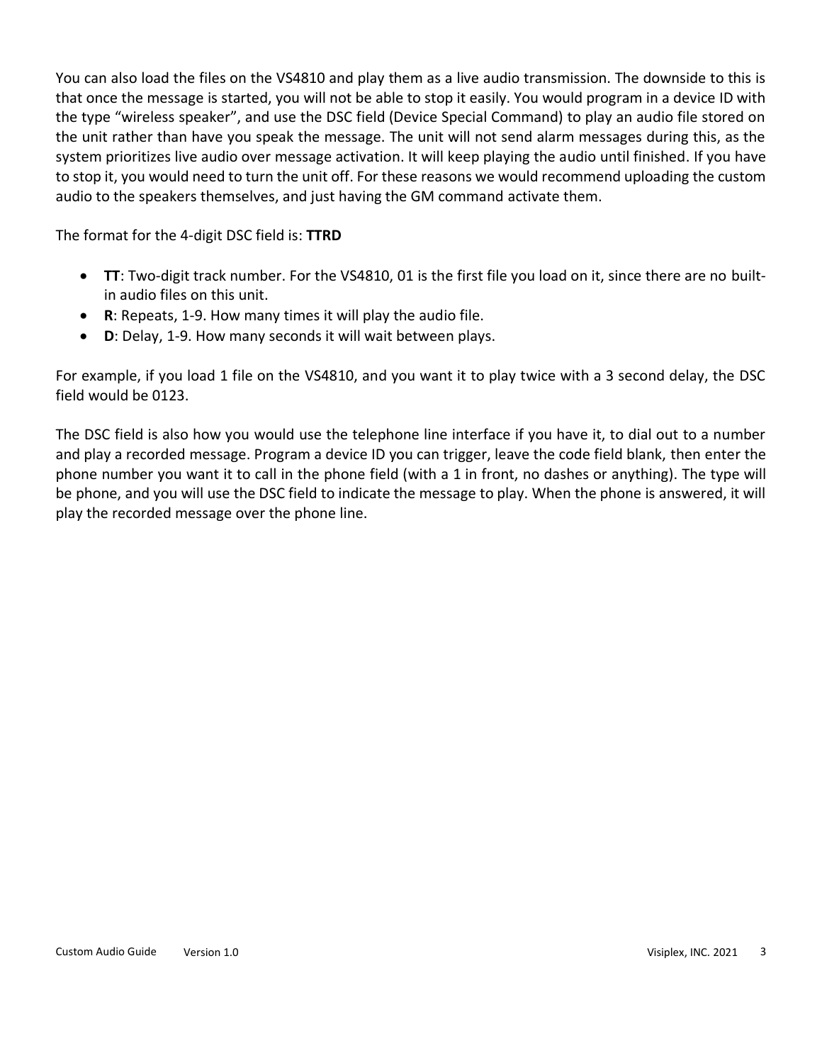You can also load the files on the VS4810 and play them as a live audio transmission. The downside to this is that once the message is started, you will not be able to stop it easily. You would program in a device ID with the type “wireless speaker”, and use the DSC field (Device Special Command) to play an audio file stored on the unit rather than have you speak the message. The unit will not send alarm messages during this, as the system prioritizes live audio over message activation. It will keep playing the audio until finished. If you have to stop it, you would need to turn the unit off. For these reasons we would recommend uploading the custom audio to the speakers themselves, and just having the GM command activate them.

The format for the 4-digit DSC field is: **TTRD**

- **TT**: Two-digit track number. For the VS4810, 01 is the first file you load on it, since there are no built-in audio files on this unit.
- **R**: Repeats, 1-9. How many times it will play the audio file.
- **D**: Delay, 1-9. How many seconds it will wait between plays.

For example, if you load 1 file on the VS4810, and you want it to play twice with a 3 second delay, the DSC field would be 0123.

The DSC field is also how you would use the telephone line interface if you have it, to dial out to a number and play a recorded message. Program a device ID you can trigger, leave the code field blank, then enter the phone number you want it to call in the phone field (with a 1 in front, no dashes or anything). The type will be phone, and you will use the DSC field to indicate the message to play. When the phone is answered, it will play the recorded message over the phone line.